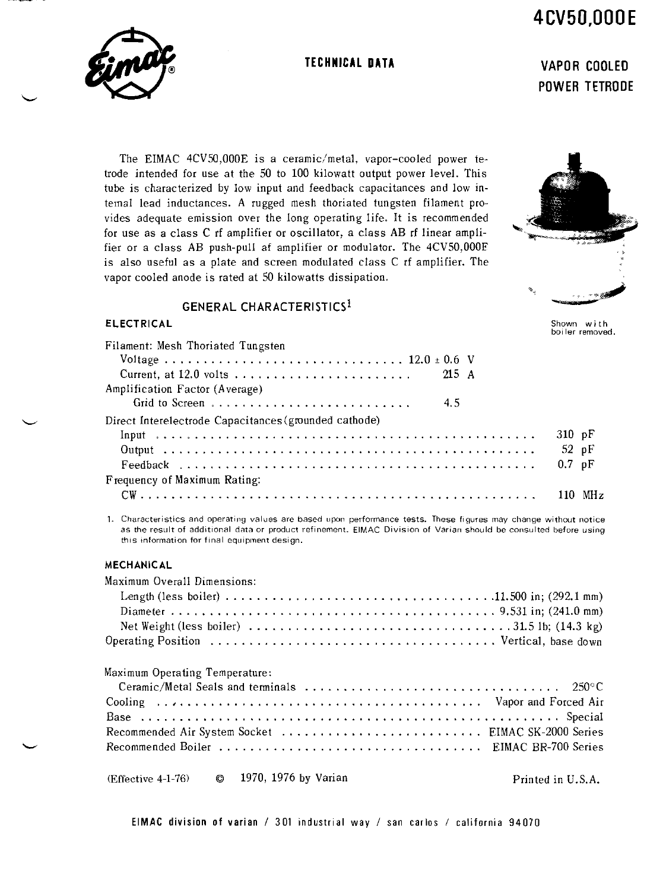# 4CV50,000E

## VAPOR COOLED POWER TETRODE

**TECHNICAL DATA**

The EIMAC 4CV50,000E is a ceramic/metal, vapor-cooled power tetrode intended for use at the 50 to 100 kilowatt output power level. This tube is characterized by low input and feedback capacitances and low internal lead inductances. A rugged mesh thoriated tungsten filament provides adequate emission over the long operating life. It is recommended for use as a class C rf amplifier or oscillator, a class AB rf linear amplifier or a class AB push-pull af amplifier or modulator. The 4CV50,000F is also useful as a plate and screen modulated class C rf amplifier. The vapor cooled anode is rated at 50 kilowatts dissipation.

Shown with boiler removed.

### GENERAL CHARACTERISTICS[1]

**ELECTRICAL**

Filament: Mesh Thoriated Tungsten
- Voltage . . . . . . . . . . 12.0 ± 0.6 V
- Current, at 12.0 volts . . . . . . . . . . 215 A

Amplification Factor (Average)
- Grid to Screen . . . . . . . . . . 4.5

Direct Interelectrode Capacitances (grounded cathode)
- Input . . . . . . . . . . 310 pF
- Output . . . . . . . . . . 52 pF
- Feedback . . . . . . . . . . 0.7 pF

Frequency of Maximum Rating:
- CW . . . . . . . . . . 110 MHz

1. Characteristics and operating values are based upon performance tests. These figures may change without notice as the result of additional data or product refinement. EIMAC Division of Varian should be consulted before using this information for final equipment design.

**MECHANICAL**

Maximum Overall Dimensions:
- Length (less boiler) . . . . . . . . . . 11.500 in; (292.1 mm)
- Diameter . . . . . . . . . . 9.531 in; (241.0 mm)
- Net Weight (less boiler) . . . . . . . . . . 31.5 lb; (14.3 kg)

Operating Position . . . . . . . . . . Vertical, base down

Maximum Operating Temperature:
- Ceramic/Metal Seals and terminals . . . . . . . . . . 250°C

Cooling . . . . . . . . . . Vapor and Forced Air

Base . . . . . . . . . . Special

Recommended Air System Socket . . . . . . . . . . EIMAC SK-2000 Series

Recommended Boiler . . . . . . . . . . EIMAC BR-700 Series

(Effective 4-1-76) © 1970, 1976 by Varian Printed in U.S.A.

EIMAC division of varian / 301 industrial way / san carlos / california 94070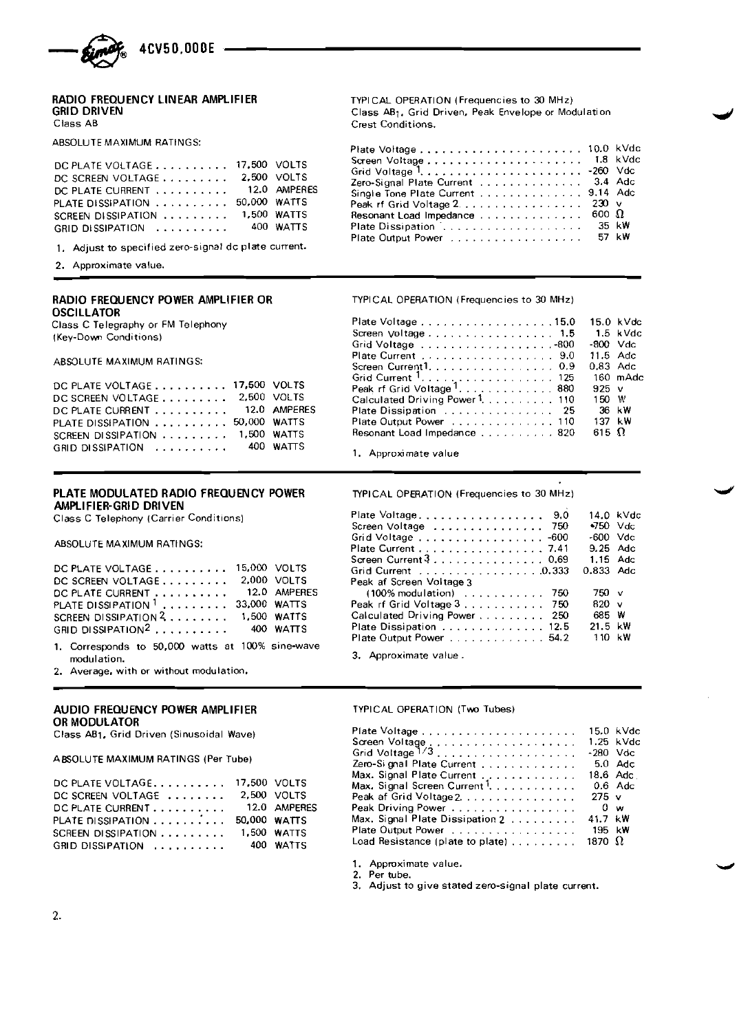## RADIO FREQUENCY LINEAR AMPLIFIER GRID DRIVEN

Class AB

ABSOLUTE MAXIMUM RATINGS:

| | | |
|---|---|---|
| DC PLATE VOLTAGE | 17,500 | VOLTS |
| DC SCREEN VOLTAGE | 2,500 | VOLTS |
| DC PLATE CURRENT | 12.0 | AMPERES |
| PLATE DISSIPATION | 50,000 | WATTS |
| SCREEN DISSIPATION | 1,500 | WATTS |
| GRID DISSIPATION | 400 | WATTS |

1. Adjust to specified zero-signal dc plate current.
2. Approximate value.

TYPICAL OPERATION (Frequencies to 30 MHz)
Class $AB_1$, Grid Driven, Peak Envelope or Modulation Crest Conditions.

| | | |
|---|---|---|
| Plate Voltage | 10.0 | kVdc |
| Screen Voltage | 1.8 | kVdc |
| Grid Voltage [1] | -260 | Vdc |
| Zero-Signal Plate Current | 3.4 | Adc |
| Single Tone Plate Current | 9.14 | Adc |
| Peak rf Grid Voltage [2] | 230 | v |
| Resonant Load Impedance | 600 | Ω |
| Plate Dissipation | 35 | kW |
| Plate Output Power | 57 | kW |

## RADIO FREQUENCY POWER AMPLIFIER OR OSCILLATOR

Class C Telegraphy or FM Telephony (Key-Down Conditions)

ABSOLUTE MAXIMUM RATINGS:

| | | |
|---|---|---|
| DC PLATE VOLTAGE | 17,500 | VOLTS |
| DC SCREEN VOLTAGE | 2,500 | VOLTS |
| DC PLATE CURRENT | 12.0 | AMPERES |
| PLATE DISSIPATION | 50,000 | WATTS |
| SCREEN DISSIPATION | 1,500 | WATTS |
| GRID DISSIPATION | 400 | WATTS |

TYPICAL OPERATION (Frequencies to 30 MHz)

| | | | |
|---|---|---|---|
| Plate Voltage | 15.0 | 15.0 | kVdc |
| Screen Voltage | 1.5 | 1.5 | kVdc |
| Grid Voltage | -800 | -800 | Vdc |
| Plate Current | 9.0 | 11.5 | Adc |
| Screen Current [1] | 0.9 | 0.83 | Adc |
| Grid Current [1] | 125 | 160 | mAdc |
| Peak rf Grid Voltage [1] | 880 | 925 | v |
| Calculated Driving Power [1] | 110 | 150 | W |
| Plate Dissipation | 25 | 36 | kW |
| Plate Output Power | 110 | 137 | kW |
| Resonant Load Impedance | 820 | 615 | Ω |

1. Approximate value

## PLATE MODULATED RADIO FREQUENCY POWER AMPLIFIER-GRID DRIVEN

Class C Telephony (Carrier Conditions)

ABSOLUTE MAXIMUM RATINGS:

| | | |
|---|---|---|
| DC PLATE VOLTAGE | 15,000 | VOLTS |
| DC SCREEN VOLTAGE | 2,000 | VOLTS |
| DC PLATE CURRENT | 12.0 | AMPERES |
| PLATE DISSIPATION [1] | 33,000 | WATTS |
| SCREEN DISSIPATION [2] | 1,500 | WATTS |
| GRID DISSIPATION [2] | 400 | WATTS |

1. Corresponds to 50,000 watts at 100% sine-wave modulation.
2. Average, with or without modulation.

TYPICAL OPERATION (Frequencies to 30 MHz)

| | | | |
|---|---|---|---|
| Plate Voltage | 9.0 | 14.0 | kVdc |
| Screen Voltage | 750 | 750 | Vdc |
| Grid Voltage | -600 | -600 | Vdc |
| Plate Current | 7.41 | 9.25 | Adc |
| Screen Current [3] | 0.69 | 1.15 | Adc |
| Grid Current | 0.333 | 0.833 | Adc |
| Peak af Screen Voltage [3] (100% modulation) | 750 | 750 | v |
| Peak rf Grid Voltage [3] | 750 | 820 | v |
| Calculated Driving Power | 250 | 685 | W |
| Plate Dissipation | 12.5 | 21.5 | kW |
| Plate Output Power | 54.2 | 110 | kW |

3. Approximate value.

## AUDIO FREQUENCY POWER AMPLIFIER OR MODULATOR

Class $AB_1$, Grid Driven (Sinusoidal Wave)

ABSOLUTE MAXIMUM RATINGS (Per Tube)

| | | |
|---|---|---|
| DC PLATE VOLTAGE | 17,500 | VOLTS |
| DC SCREEN VOLTAGE | 2,500 | VOLTS |
| DC PLATE CURRENT | 12.0 | AMPERES |
| PLATE DISSIPATION | 50,000 | WATTS |
| SCREEN DISSIPATION | 1,500 | WATTS |
| GRID DISSIPATION | 400 | WATTS |

TYPICAL OPERATION (Two Tubes)

| | | |
|---|---|---|
| Plate Voltage | 15.0 | kVdc |
| Screen Voltage | 1.25 | kVdc |
| Grid Voltage [1/3] | -280 | Vdc |
| Zero-Signal Plate Current | 5.0 | Adc |
| Max. Signal Plate Current | 18.6 | Adc |
| Max. Signal Screen Current [1] | 0.6 | Adc |
| Peak af Grid Voltage [2] | 275 | v |
| Peak Driving Power | 0 | w |
| Max. Signal Plate Dissipation [2] | 41.7 | kW |
| Plate Output Power | 195 | kW |
| Load Resistance (plate to plate) | 1870 | Ω |

1. Approximate value.
2. Per tube.
3. Adjust to give stated zero-signal plate current.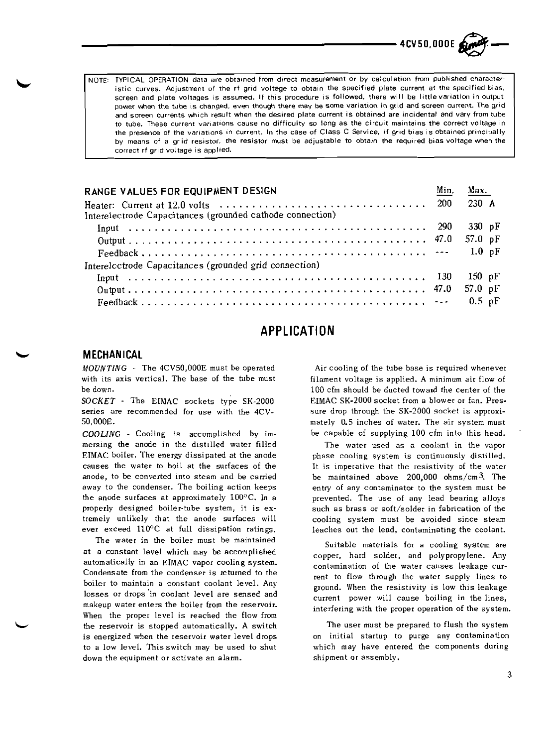NOTE: TYPICAL OPERATION data are obtained from direct measurement or by calculation from published characteristic curves. Adjustment of the rf grid voltage to obtain the specified plate current at the specified bias, screen and plate voltages is assumed. If this procedure is followed, there will be little variation in output power when the tube is changed, even though there may be some variation in grid and screen current. The grid and screen currents which result when the desired plate current is obtained are incidental and vary from tube to tube. These current variations cause no difficulty so long as the circuit maintains the correct voltage in the presence of the variations in current. In the case of Class C Service, if grid bias is obtained principally by means of a grid resistor, the resistor must be adjustable to obtain the required bias voltage when the correct rf grid voltage is applied.

## RANGE VALUES FOR EQUIPMENT DESIGN

| | Min. | Max. |
|---|---|---|
| Heater: Current at 12.0 volts | 200 | 230 A |
| Interelectrode Capacitances (grounded cathode connection) | | |
| Input | 290 | 330 pF |
| Output | 47.0 | 57.0 pF |
| Feedback | --- | 1.0 pF |
| Interelectrode Capacitances (grounded grid connection) | | |
| Input | 130 | 150 pF |
| Output | 47.0 | 57.0 pF |
| Feedback | --- | 0.5 pF |

# APPLICATION

## MECHANICAL

*MOUNTING* - The 4CV50,000E must be operated with its axis vertical. The base of the tube must be down.

*SOCKET* - The EIMAC sockets type SK-2000 series are recommended for use with the 4CV-50,000E.

*COOLING* - Cooling is accomplished by immersing the anode in the distilled water filled EIMAC boiler. The energy dissipated at the anode causes the water to boil at the surfaces of the anode, to be converted into steam and be carried away to the condenser. The boiling action keeps the anode surfaces at approximately 100°C. In a properly designed boiler-tube system, it is extremely unlikely that the anode surfaces will ever exceed 110°C at full dissipation ratings.

The water in the boiler must be maintained at a constant level which may be accomplished automatically in an EIMAC vapor cooling system. Condensate from the condenser is returned to the boiler to maintain a constant coolant level. Any losses or drops in coolant level are sensed and makeup water enters the boiler from the reservoir. When the proper level is reached the flow from the reservoir is stopped automatically. A switch is energized when the reservoir water level drops to a low level. This switch may be used to shut down the equipment or activate an alarm.

Air cooling of the tube base is required whenever filament voltage is applied. A minimum air flow of 100 cfm should be ducted toward the center of the EIMAC SK-2000 socket from a blower or fan. Pressure drop through the SK-2000 socket is approximately 0.5 inches of water. The air system must be capable of supplying 100 cfm into this head.

The water used as a coolant in the vapor phase cooling system is continuously distilled. It is imperative that the resistivity of the water be maintained above 200,000 ohms/cm$^3$. The entry of any contaminator to the system must be prevented. The use of any lead bearing alloys such as brass or soft/solder in fabrication of the cooling system must be avoided since steam leaches out the lead, contaminating the coolant.

Suitable materials for a cooling system are copper, hard solder, and polypropylene. Any contamination of the water causes leakage current to flow through the water supply lines to ground. When the resistivity is low this leakage current power will cause boiling in the lines, interfering with the proper operation of the system.

The user must be prepared to flush the system on initial startup to purge any contamination which may have entered the components during shipment or assembly.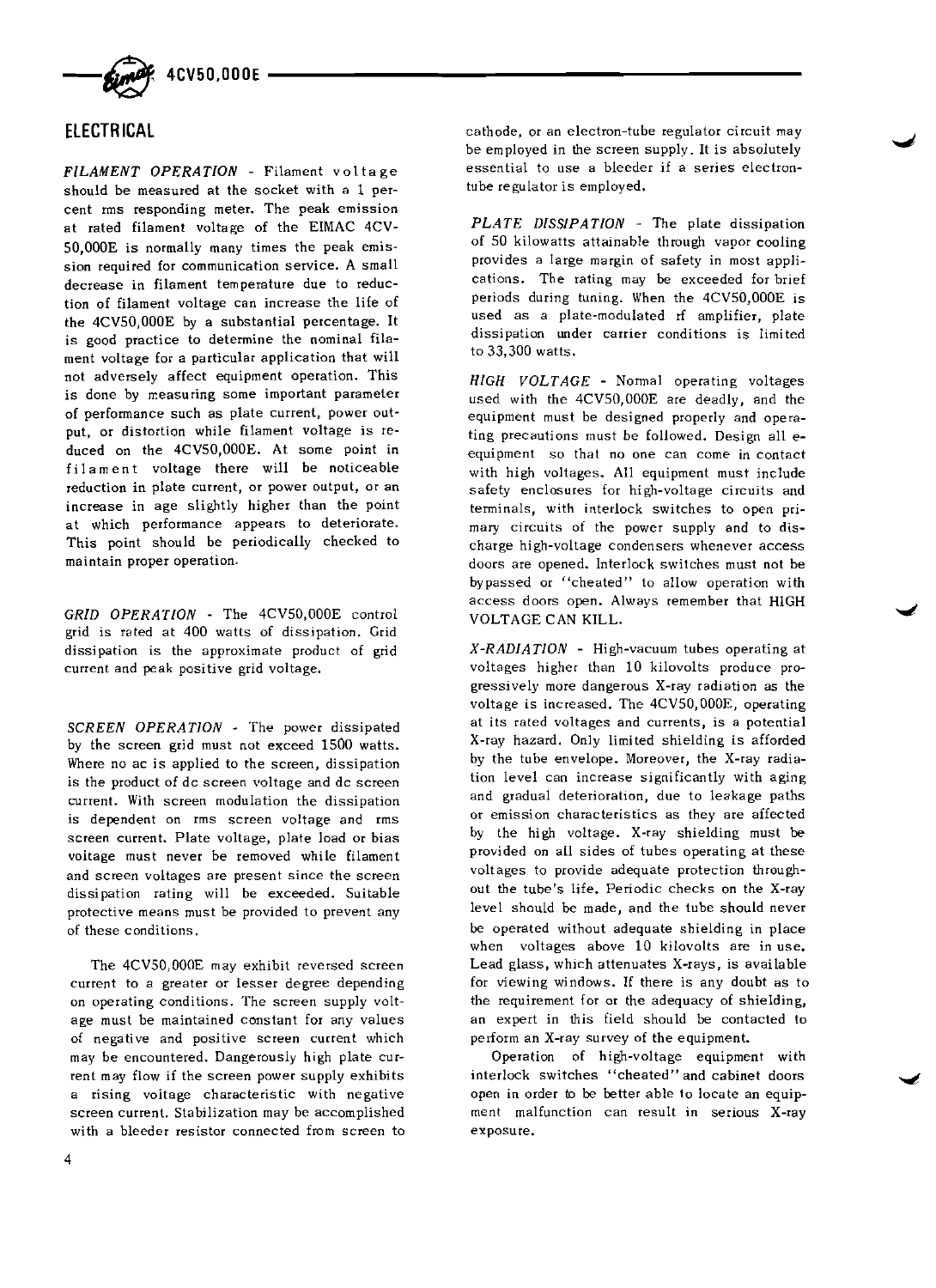## ELECTRICAL

*FILAMENT OPERATION* - Filament voltage should be measured at the socket with a 1 percent rms responding meter. The peak emission at rated filament voltage of the EIMAC 4CV-50,000E is normally many times the peak emission required for communication service. A small decrease in filament temperature due to reduction of filament voltage can increase the life of the 4CV50,000E by a substantial percentage. It is good practice to determine the nominal filament voltage for a particular application that will not adversely affect equipment operation. This is done by measuring some important parameter of performance such as plate current, power output, or distortion while filament voltage is reduced on the 4CV50,000E. At some point in filament voltage there will be noticeable reduction in plate current, or power output, or an increase in age slightly higher than the point at which performance appears to deteriorate. This point should be periodically checked to maintain proper operation.

*GRID OPERATION* - The 4CV50,000E control grid is rated at 400 watts of dissipation. Grid dissipation is the approximate product of grid current and peak positive grid voltage.

*SCREEN OPERATION* - The power dissipated by the screen grid must not exceed 1500 watts. Where no ac is applied to the screen, dissipation is the product of dc screen voltage and dc screen current. With screen modulation the dissipation is dependent on rms screen voltage and rms screen current. Plate voltage, plate load or bias voltage must never be removed while filament and screen voltages are present since the screen dissipation rating will be exceeded. Suitable protective means must be provided to prevent any of these conditions.

The 4CV50,000E may exhibit reversed screen current to a greater or lesser degree depending on operating conditions. The screen supply voltage must be maintained constant for any values of negative and positive screen current which may be encountered. Dangerously high plate current may flow if the screen power supply exhibits a rising voltage characteristic with negative screen current. Stabilization may be accomplished with a bleeder resistor connected from screen to cathode, or an electron-tube regulator circuit may be employed in the screen supply. It is absolutely essential to use a bleeder if a series electron-tube regulator is employed.

*PLATE DISSIPATION* - The plate dissipation of 50 kilowatts attainable through vapor cooling provides a large margin of safety in most applications. The rating may be exceeded for brief periods during tuning. When the 4CV50,000E is used as a plate-modulated rf amplifier, plate dissipation under carrier conditions is limited to 33,300 watts.

*HIGH VOLTAGE* - Normal operating voltages used with the 4CV50,000E are deadly, and the equipment must be designed properly and operating precautions must be followed. Design all e-equipment so that no one can come in contact with high voltages. All equipment must include safety enclosures for high-voltage circuits and terminals, with interlock switches to open primary circuits of the power supply and to discharge high-voltage condensers whenever access doors are opened. Interlock switches must not be bypassed or "cheated" to allow operation with access doors open. Always remember that HIGH VOLTAGE CAN KILL.

*X-RADIATION* - High-vacuum tubes operating at voltages higher than 10 kilovolts produce progressively more dangerous X-ray radiation as the voltage is increased. The 4CV50,000E, operating at its rated voltages and currents, is a potential X-ray hazard. Only limited shielding is afforded by the tube envelope. Moreover, the X-ray radiation level can increase significantly with aging and gradual deterioration, due to leakage paths or emission characteristics as they are affected by the high voltage. X-ray shielding must be provided on all sides of tubes operating at these voltages to provide adequate protection throughout the tube's life. Periodic checks on the X-ray level should be made, and the tube should never be operated without adequate shielding in place when voltages above 10 kilovolts are in use. Lead glass, which attenuates X-rays, is available for viewing windows. If there is any doubt as to the requirement for or the adequacy of shielding, an expert in this field should be contacted to perform an X-ray survey of the equipment.

Operation of high-voltage equipment with interlock switches "cheated" and cabinet doors open in order to be better able to locate an equipment malfunction can result in serious X-ray exposure.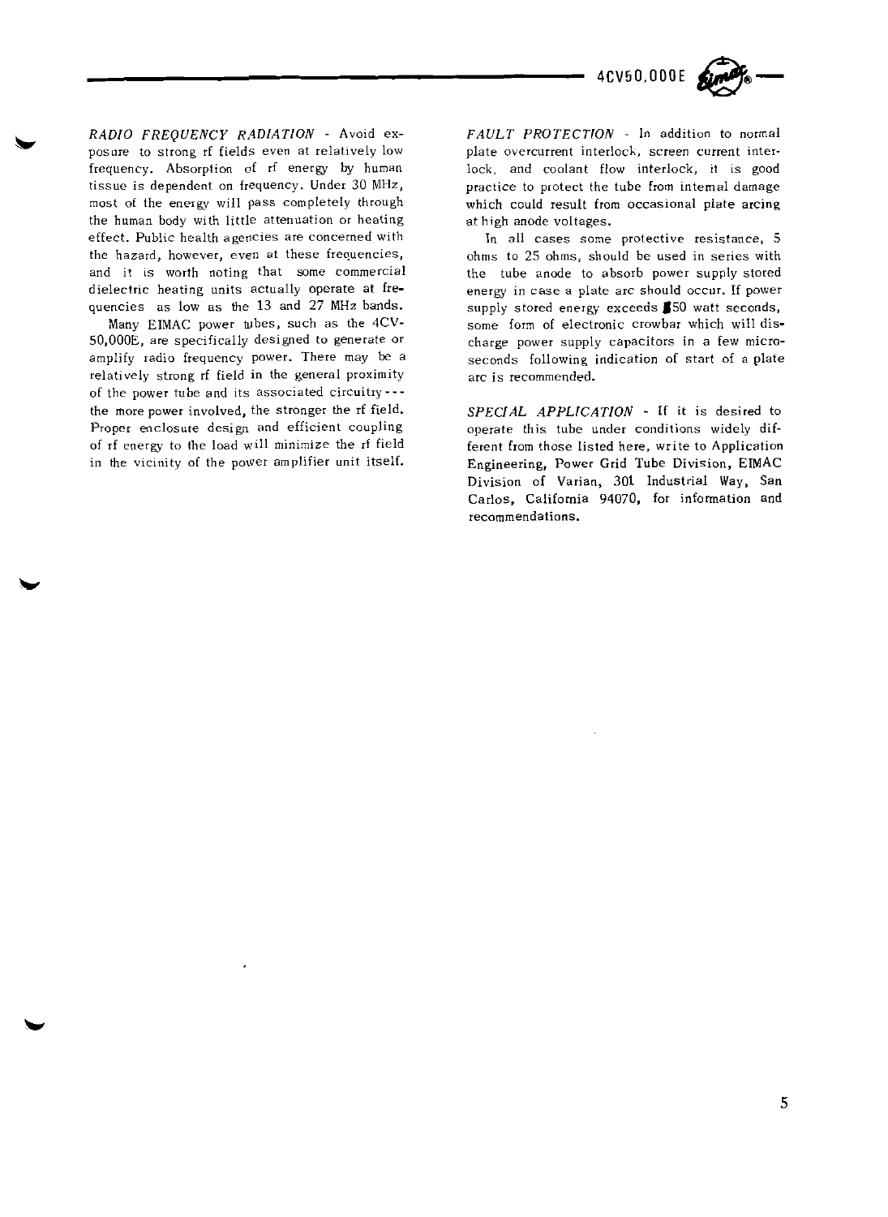*RADIO FREQUENCY RADIATION* - Avoid exposure to strong rf fields even at relatively low frequency. Absorption of rf energy by human tissue is dependent on frequency. Under 30 MHz, most of the energy will pass completely through the human body with little attenuation or heating effect. Public health agencies are concerned with the hazard, however, even at these frequencies, and it is worth noting that some commercial dielectric heating units actually operate at frequencies as low as the 13 and 27 MHz bands.

Many EIMAC power tubes, such as the 4CV-50,000E, are specifically designed to generate or amplify radio frequency power. There may be a relatively strong rf field in the general proximity of the power tube and its associated circuitry --- the more power involved, the stronger the rf field. Proper enclosure design and efficient coupling of rf energy to the load will minimize the rf field in the vicinity of the power amplifier unit itself.

*FAULT PROTECTION* - In addition to normal plate overcurrent interlock, screen current interlock, and coolant flow interlock, it is good practice to protect the tube from internal damage which could result from occasional plate arcing at high anode voltages.

In all cases some protective resistance, 5 ohms to 25 ohms, should be used in series with the tube anode to absorb power supply stored energy in case a plate arc should occur. If power supply stored energy exceeds 50 watt seconds, some form of electronic crowbar which will discharge power supply capacitors in a few microseconds following indication of start of a plate arc is recommended.

*SPECIAL APPLICATION* - If it is desired to operate this tube under conditions widely different from those listed here, write to Application Engineering, Power Grid Tube Division, EIMAC Division of Varian, 301 Industrial Way, San Carlos, California 94070, for information and recommendations.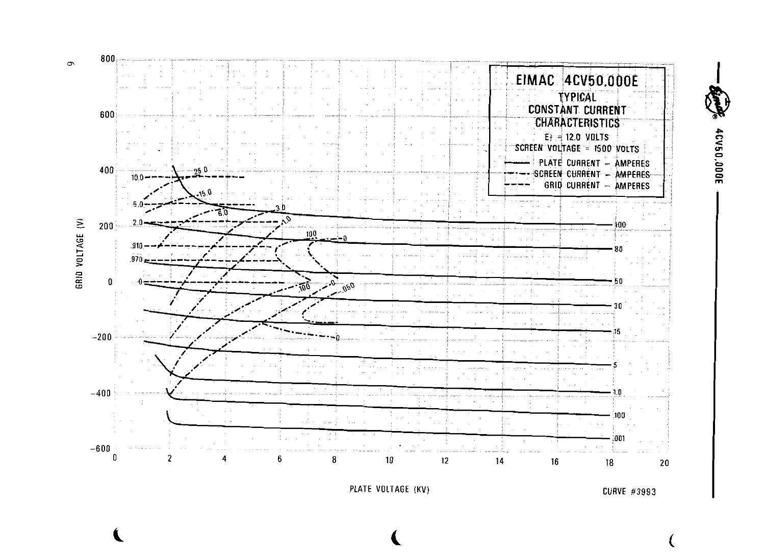EIMAC 4CV50,000E

TYPICAL
CONSTANT CURRENT
CHARACTERISTICS

Ef = 12.0 VOLTS
SCREEN VOLTAGE = 1500 VOLTS

PLATE CURRENT – AMPERES
SCREEN CURRENT – AMPERES
GRID CURRENT – AMPERES

GRID VOLTAGE (V)

800
600
400
200
0
-200
-400
-600

PLATE VOLTAGE (KV)

0
2
4
6
8
10
12
14
16
18
20

10.0
25.0
5.0
15.0
6.0
3.0
2.0
1.0
100
.910
.970
0
100
0
.050
0

100
80
50
30
15
5
1.0
.100
.001

CURVE #3993

4CV50,000E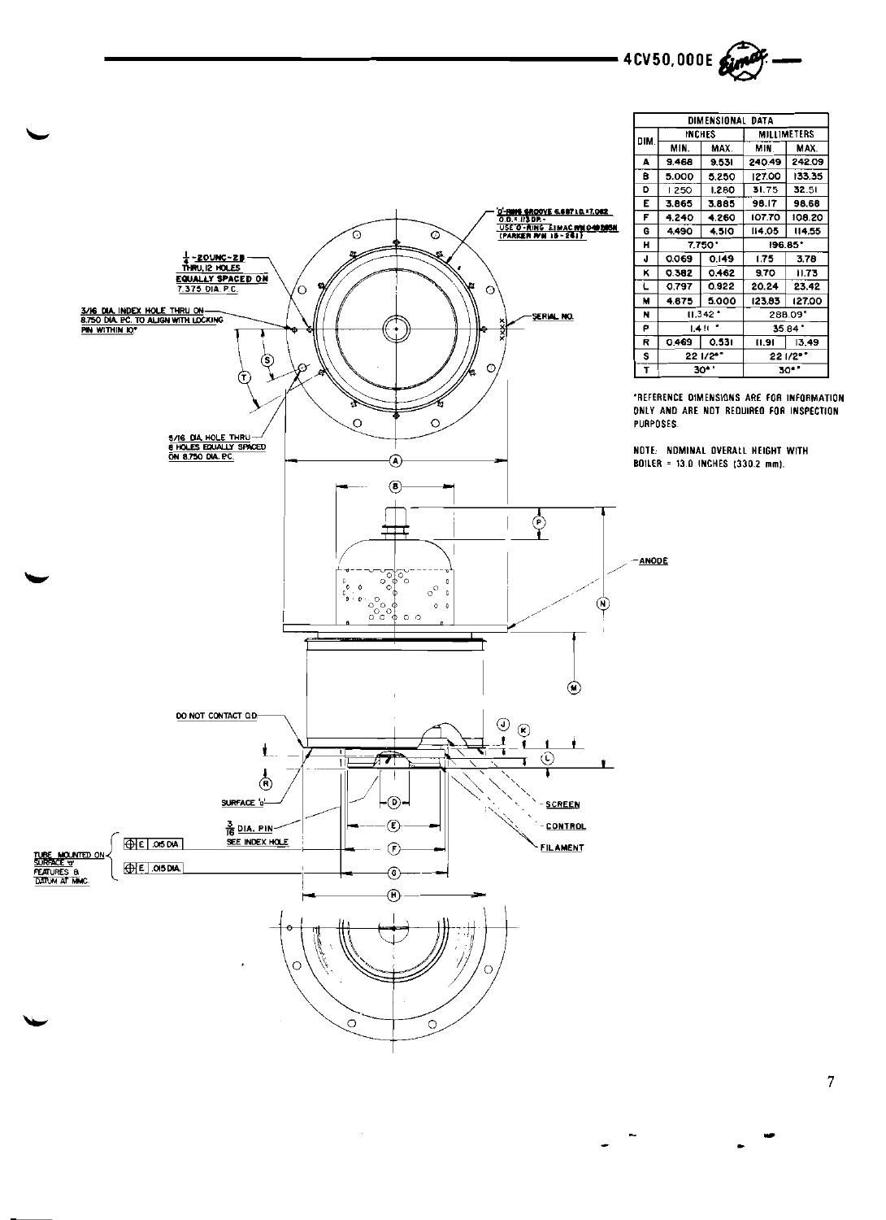| DIM. | INCHES MIN. | INCHES MAX. | MILLIMETERS MIN. | MILLIMETERS MAX. |
|---|---|---|---|---|
| A | 9.468 | 9.531 | 240.49 | 242.09 |
| B | 5.000 | 5.250 | 127.00 | 133.35 |
| D | 1.250 | 1.280 | 31.75 | 32.51 |
| E | 3.865 | 3.885 | 98.17 | 98.68 |
| F | 4.240 | 4.260 | 107.70 | 108.20 |
| G | 4.490 | 4.510 | 114.05 | 114.55 |
| H | 7.750* | | 196.85* | |
| J | 0.069 | 0.149 | 1.75 | 3.78 |
| K | 0.382 | 0.462 | 9.70 | 11.73 |
| L | 0.797 | 0.922 | 20.24 | 23.42 |
| M | 4.875 | 5.000 | 123.83 | 127.00 |
| N | 11.342* | | 288.09* | |
| P | 1.411* | | 35.84* | |
| R | 0.469 | 0.531 | 11.91 | 13.49 |
| S | 22 1/2°* | | 22 1/2°* | |
| T | 30°* | | 30°* | |

*REFERENCE DIMENSIONS ARE FOR INFORMATION ONLY AND ARE NOT REQUIRED FOR INSPECTION PURPOSES.

NOTE: NOMINAL OVERALL HEIGHT WITH BOILER = 13.0 INCHES (330.2 mm).

'O'-RING GROOVE 6.687 I.D. × 7.062 O.D. × .113 DP. - USE 'O'-RING EIMAC P/N 049285N (PARKER P/N 15-261)

1/4 -20UNC-2B THRU, 12 HOLES EQUALLY SPACED ON 7.375 DIA. P.C.

3/16 DIA. INDEX HOLE THRU ON 8.750 DIA. P.C. TO ALIGN WITH LOCKING PIN WITHIN 10°

SERIAL NO.

5/16 DIA. HOLE THRU 6 HOLES EQUALLY SPACED ON 8.750 DIA. P.C.

ANODE

DO NOT CONTACT O.D.

SURFACE 'a'

3/16 DIA. PIN SEE INDEX HOLE

SCREEN

CONTROL

FILAMENT

TUBE MOUNTED ON SURFACE 'a' FEATURES & DATUM AT MMC.

E .015 DIA

E .015 DIA.